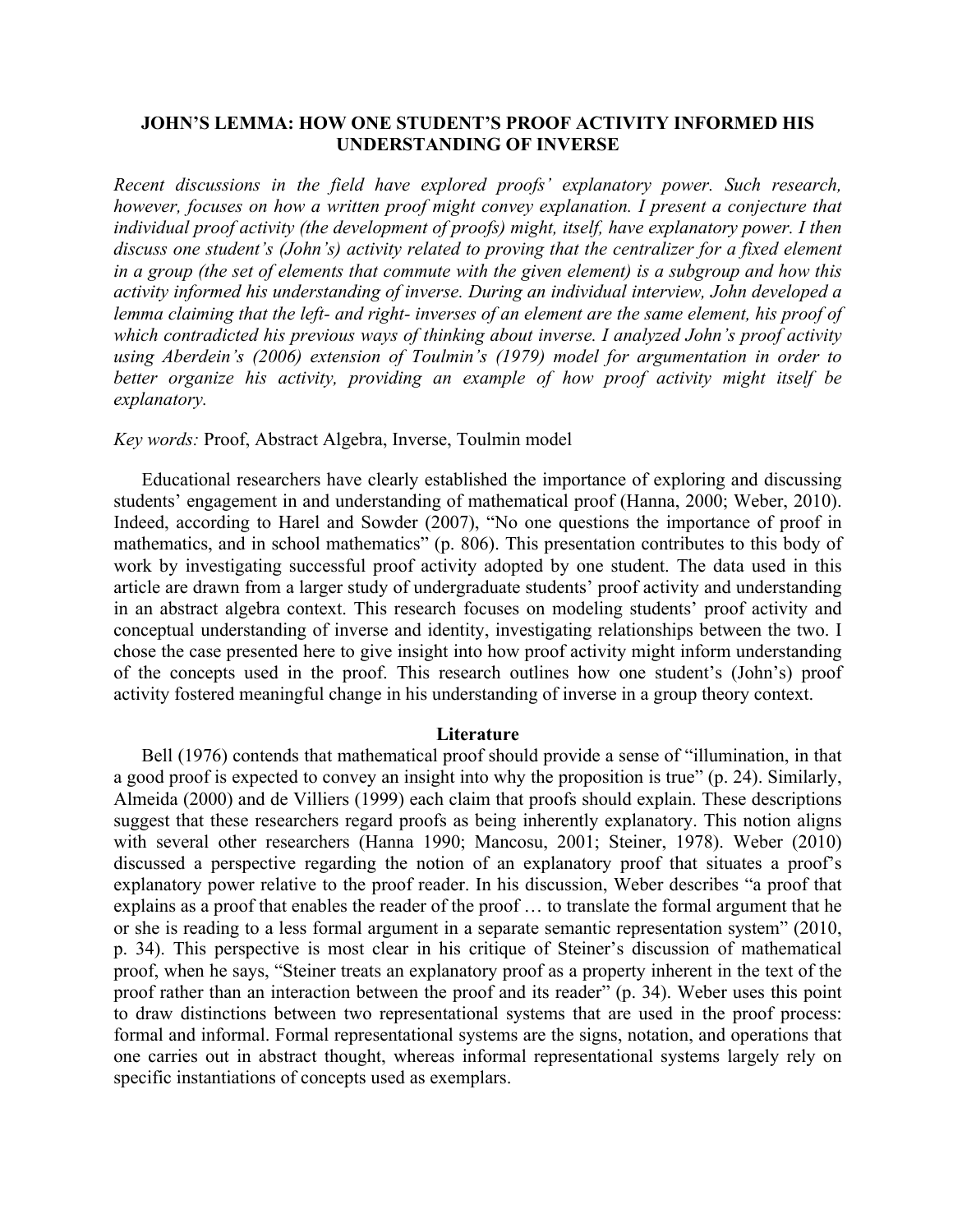# JOHN'S LEMMA: HOW ONE STUDENT'S PROOF ACTIVITY INFORMED HIS UNDERSTANDING OF INVERSE

*Recent discussions in the field have explored proofs' explanatory power. Such research, however, focuses on how a written proof might convey explanation. I present a conjecture that individual proof activity (the development of proofs) might, itself, have explanatory power. I then discuss one student's (John's) activity related to proving that the centralizer for a fixed element in a group (the set of elements that commute with the given element) is a subgroup and how this activity informed his understanding of inverse. During an individual interview, John developed a lemma claiming that the left- and right- inverses of an element are the same element, his proof of which contradicted his previous ways of thinking about inverse. I analyzed John's proof activity using Aberdein's (2006) extension of Toulmin's (1979) model for argumentation in order to better organize his activity, providing an example of how proof activity might itself be explanatory.*

*Key words:* Proof, Abstract Algebra, Inverse, Toulmin model

Educational researchers have clearly established the importance of exploring and discussing students' engagement in and understanding of mathematical proof (Hanna, 2000; Weber, 2010). Indeed, according to Harel and Sowder (2007), "No one questions the importance of proof in mathematics, and in school mathematics" (p. 806). This presentation contributes to this body of work by investigating successful proof activity adopted by one student. The data used in this article are drawn from a larger study of undergraduate students' proof activity and understanding in an abstract algebra context. This research focuses on modeling students' proof activity and conceptual understanding of inverse and identity, investigating relationships between the two. I chose the case presented here to give insight into how proof activity might inform understanding of the concepts used in the proof. This research outlines how one student's (John's) proof activity fostered meaningful change in his understanding of inverse in a group theory context.

## Literature

Bell (1976) contends that mathematical proof should provide a sense of "illumination, in that a good proof is expected to convey an insight into why the proposition is true" (p. 24). Similarly, Almeida (2000) and de Villiers (1999) each claim that proofs should explain. These descriptions suggest that these researchers regard proofs as being inherently explanatory. This notion aligns with several other researchers (Hanna 1990; Mancosu, 2001; Steiner, 1978). Weber (2010) discussed a perspective regarding the notion of an explanatory proof that situates a proof's explanatory power relative to the proof reader. In his discussion, Weber describes "a proof that explains as a proof that enables the reader of the proof … to translate the formal argument that he or she is reading to a less formal argument in a separate semantic representation system" (2010, p. 34). This perspective is most clear in his critique of Steiner's discussion of mathematical proof, when he says, "Steiner treats an explanatory proof as a property inherent in the text of the proof rather than an interaction between the proof and its reader" (p. 34). Weber uses this point to draw distinctions between two representational systems that are used in the proof process: formal and informal. Formal representational systems are the signs, notation, and operations that one carries out in abstract thought, whereas informal representational systems largely rely on specific instantiations of concepts used as exemplars.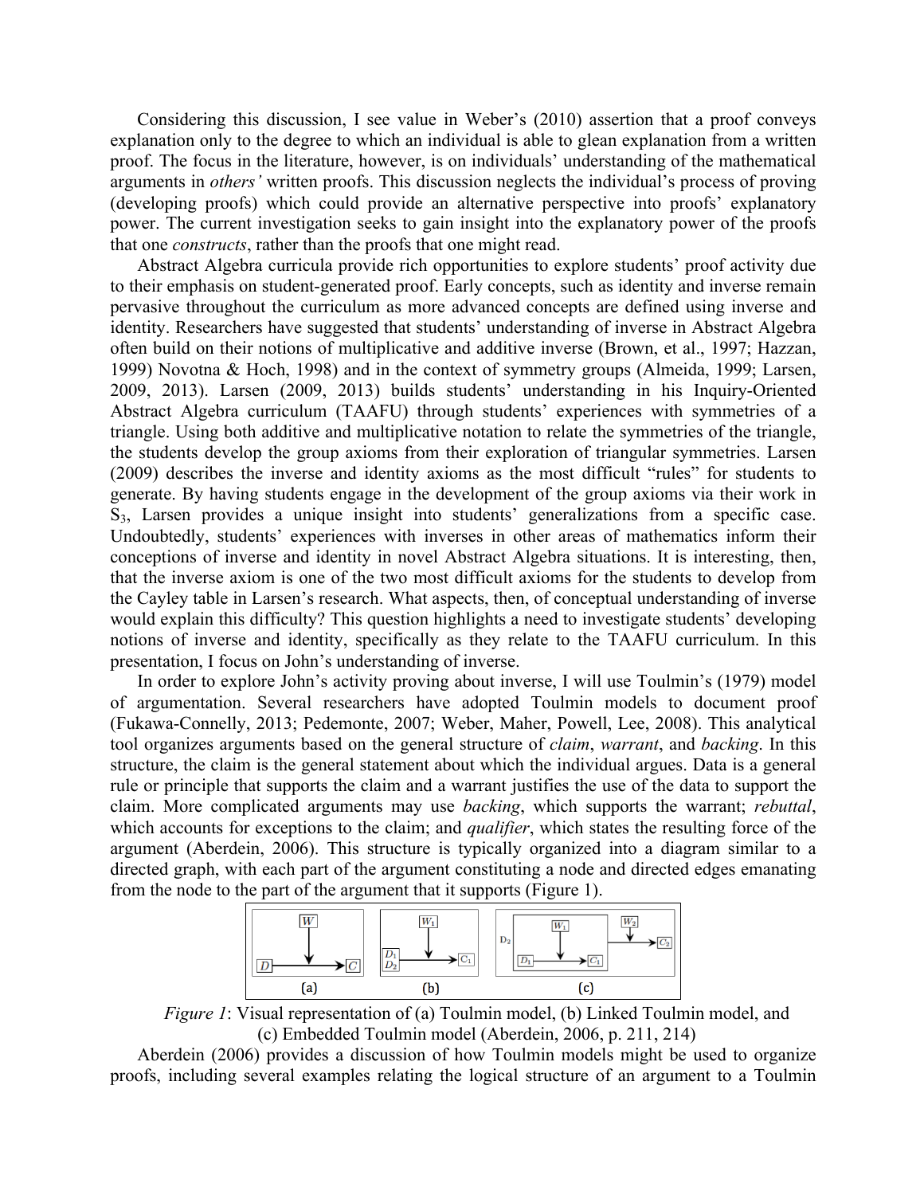Considering this discussion, I see value in Weber's (2010) assertion that a proof conveys explanation only to the degree to which an individual is able to glean explanation from a written proof. The focus in the literature, however, is on individuals' understanding of the mathematical arguments in *others'* written proofs. This discussion neglects the individual's process of proving (developing proofs) which could provide an alternative perspective into proofs' explanatory power. The current investigation seeks to gain insight into the explanatory power of the proofs that one *constructs*, rather than the proofs that one might read.

Abstract Algebra curricula provide rich opportunities to explore students' proof activity due to their emphasis on student-generated proof. Early concepts, such as identity and inverse remain pervasive throughout the curriculum as more advanced concepts are defined using inverse and identity. Researchers have suggested that students' understanding of inverse in Abstract Algebra often build on their notions of multiplicative and additive inverse (Brown, et al., 1997; Hazzan, 1999) Novotna & Hoch, 1998) and in the context of symmetry groups (Almeida, 1999; Larsen, 2009, 2013). Larsen (2009, 2013) builds students' understanding in his Inquiry-Oriented Abstract Algebra curriculum (TAAFU) through students' experiences with symmetries of a triangle. Using both additive and multiplicative notation to relate the symmetries of the triangle, the students develop the group axioms from their exploration of triangular symmetries. Larsen (2009) describes the inverse and identity axioms as the most difficult "rules" for students to generate. By having students engage in the development of the group axioms via their work in $S_3$, Larsen provides a unique insight into students' generalizations from a specific case. Undoubtedly, students' experiences with inverses in other areas of mathematics inform their conceptions of inverse and identity in novel Abstract Algebra situations. It is interesting, then, that the inverse axiom is one of the two most difficult axioms for the students to develop from the Cayley table in Larsen's research. What aspects, then, of conceptual understanding of inverse would explain this difficulty? This question highlights a need to investigate students' developing notions of inverse and identity, specifically as they relate to the TAAFU curriculum. In this presentation, I focus on John's understanding of inverse.

In order to explore John's activity proving about inverse, I will use Toulmin's (1979) model of argumentation. Several researchers have adopted Toulmin models to document proof (Fukawa-Connelly, 2013; Pedemonte, 2007; Weber, Maher, Powell, Lee, 2008). This analytical tool organizes arguments based on the general structure of *claim*, *warrant*, and *backing*. In this structure, the claim is the general statement about which the individual argues. Data is a general rule or principle that supports the claim and a warrant justifies the use of the data to support the claim. More complicated arguments may use *backing*, which supports the warrant; *rebuttal*, which accounts for exceptions to the claim; and *qualifier*, which states the resulting force of the argument (Aberdein, 2006). This structure is typically organized into a diagram similar to a directed graph, with each part of the argument constituting a node and directed edges emanating from the node to the part of the argument that it supports (Figure 1).

*Figure 1*: Visual representation of (a) Toulmin model, (b) Linked Toulmin model, and (c) Embedded Toulmin model (Aberdein, 2006, p. 211, 214)

Aberdein (2006) provides a discussion of how Toulmin models might be used to organize proofs, including several examples relating the logical structure of an argument to a Toulmin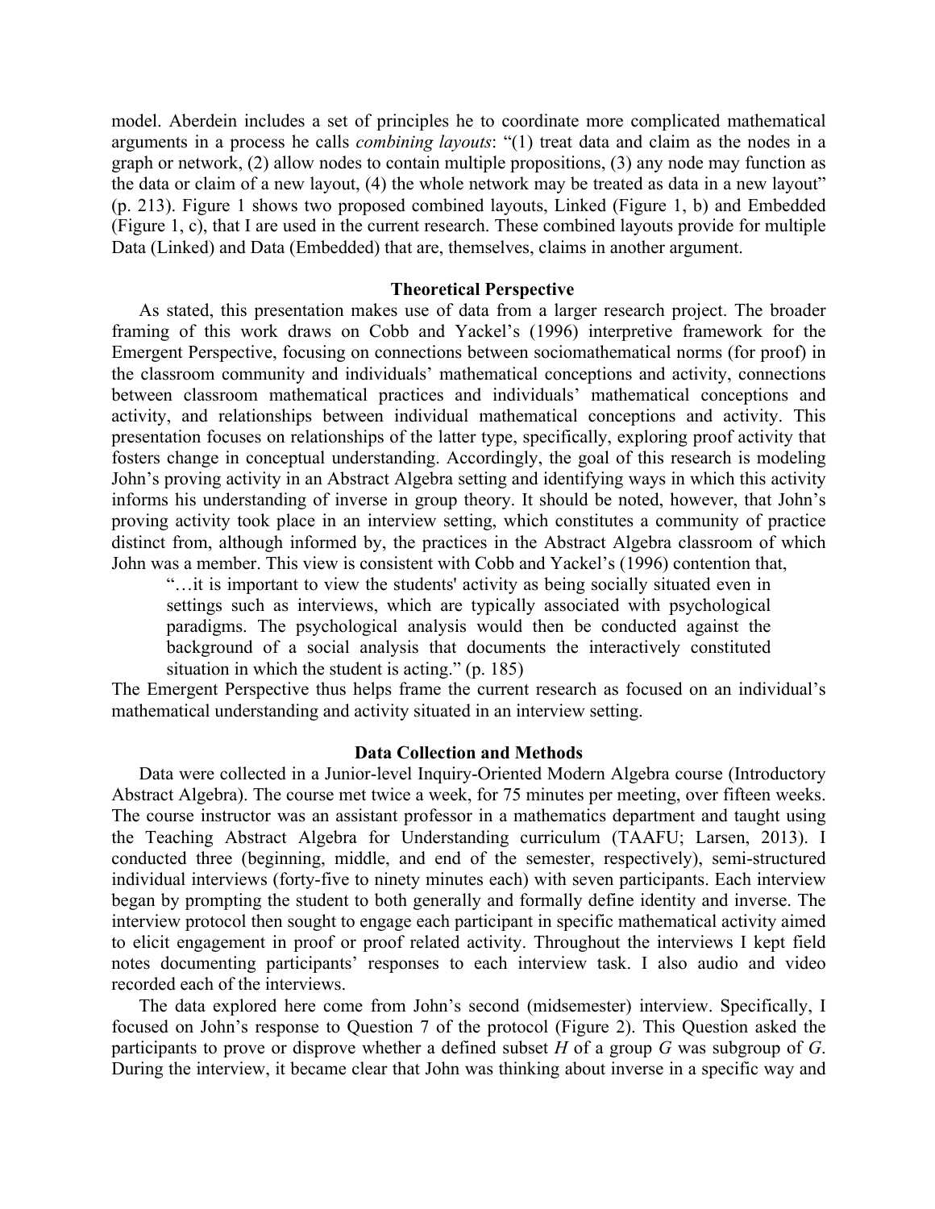model. Aberdein includes a set of principles he to coordinate more complicated mathematical arguments in a process he calls *combining layouts*: "(1) treat data and claim as the nodes in a graph or network, (2) allow nodes to contain multiple propositions, (3) any node may function as the data or claim of a new layout, (4) the whole network may be treated as data in a new layout" (p. 213). Figure 1 shows two proposed combined layouts, Linked (Figure 1, b) and Embedded (Figure 1, c), that I are used in the current research. These combined layouts provide for multiple Data (Linked) and Data (Embedded) that are, themselves, claims in another argument.

## Theoretical Perspective

As stated, this presentation makes use of data from a larger research project. The broader framing of this work draws on Cobb and Yackel's (1996) interpretive framework for the Emergent Perspective, focusing on connections between sociomathematical norms (for proof) in the classroom community and individuals' mathematical conceptions and activity, connections between classroom mathematical practices and individuals' mathematical conceptions and activity, and relationships between individual mathematical conceptions and activity. This presentation focuses on relationships of the latter type, specifically, exploring proof activity that fosters change in conceptual understanding. Accordingly, the goal of this research is modeling John's proving activity in an Abstract Algebra setting and identifying ways in which this activity informs his understanding of inverse in group theory. It should be noted, however, that John's proving activity took place in an interview setting, which constitutes a community of practice distinct from, although informed by, the practices in the Abstract Algebra classroom of which John was a member. This view is consistent with Cobb and Yackel's (1996) contention that,

> "…it is important to view the students' activity as being socially situated even in settings such as interviews, which are typically associated with psychological paradigms. The psychological analysis would then be conducted against the background of a social analysis that documents the interactively constituted situation in which the student is acting." (p. 185)

The Emergent Perspective thus helps frame the current research as focused on an individual's mathematical understanding and activity situated in an interview setting.

## Data Collection and Methods

Data were collected in a Junior-level Inquiry-Oriented Modern Algebra course (Introductory Abstract Algebra). The course met twice a week, for 75 minutes per meeting, over fifteen weeks. The course instructor was an assistant professor in a mathematics department and taught using the Teaching Abstract Algebra for Understanding curriculum (TAAFU; Larsen, 2013). I conducted three (beginning, middle, and end of the semester, respectively), semi-structured individual interviews (forty-five to ninety minutes each) with seven participants. Each interview began by prompting the student to both generally and formally define identity and inverse. The interview protocol then sought to engage each participant in specific mathematical activity aimed to elicit engagement in proof or proof related activity. Throughout the interviews I kept field notes documenting participants' responses to each interview task. I also audio and video recorded each of the interviews.

The data explored here come from John's second (midsemester) interview. Specifically, I focused on John's response to Question 7 of the protocol (Figure 2). This Question asked the participants to prove or disprove whether a defined subset $H$ of a group $G$ was subgroup of $G$. During the interview, it became clear that John was thinking about inverse in a specific way and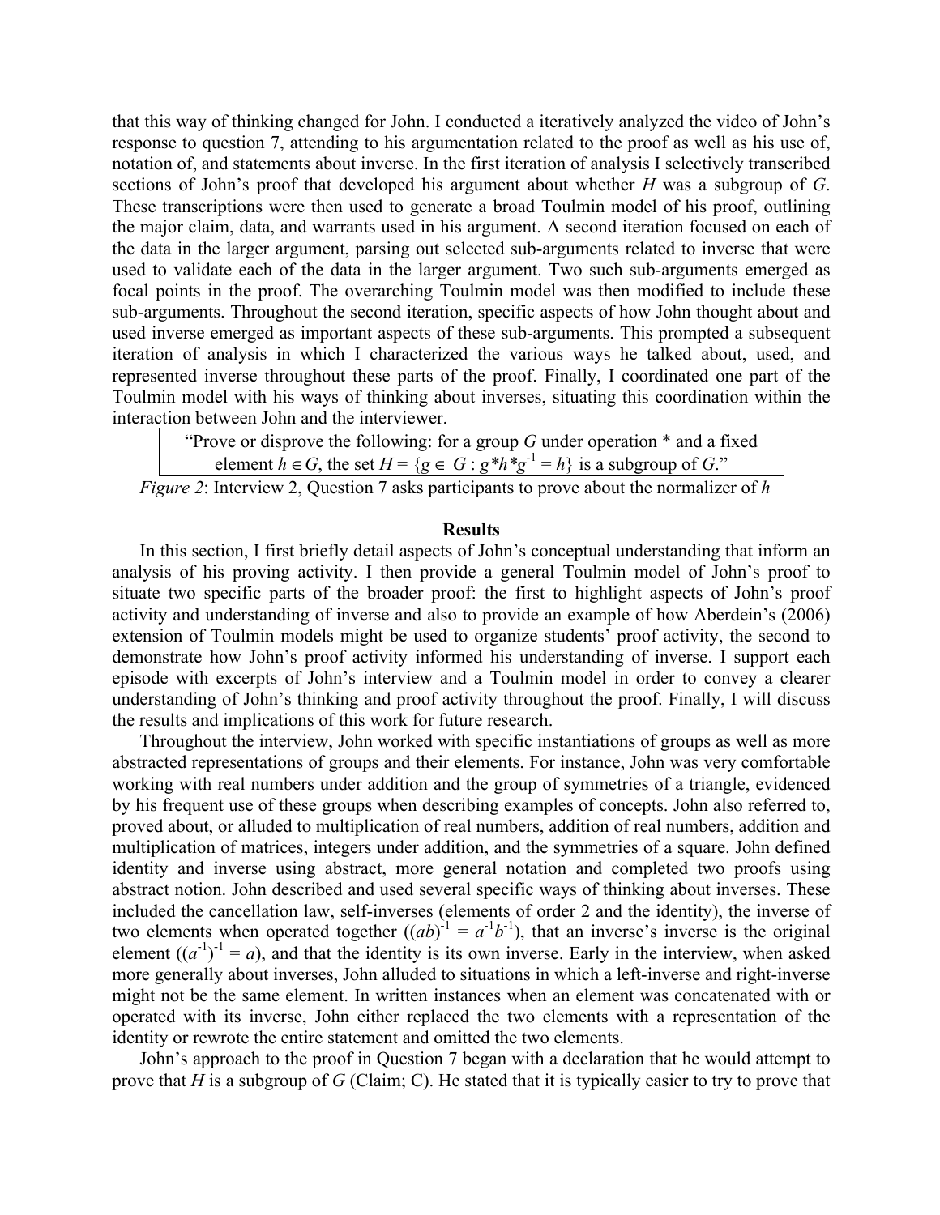that this way of thinking changed for John. I conducted a iteratively analyzed the video of John's response to question 7, attending to his argumentation related to the proof as well as his use of, notation of, and statements about inverse. In the first iteration of analysis I selectively transcribed sections of John's proof that developed his argument about whether $H$ was a subgroup of $G$. These transcriptions were then used to generate a broad Toulmin model of his proof, outlining the major claim, data, and warrants used in his argument. A second iteration focused on each of the data in the larger argument, parsing out selected sub-arguments related to inverse that were used to validate each of the data in the larger argument. Two such sub-arguments emerged as focal points in the proof. The overarching Toulmin model was then modified to include these sub-arguments. Throughout the second iteration, specific aspects of how John thought about and used inverse emerged as important aspects of these sub-arguments. This prompted a subsequent iteration of analysis in which I characterized the various ways he talked about, used, and represented inverse throughout these parts of the proof. Finally, I coordinated one part of the Toulmin model with his ways of thinking about inverses, situating this coordination within the interaction between John and the interviewer.

"Prove or disprove the following: for a group $G$ under operation * and a fixed element $h \in G$, the set $H = \{g \in G : g*h*g^{-1} = h\}$ is a subgroup of $G$."

*Figure 2*: Interview 2, Question 7 asks participants to prove about the normalizer of $h$

## Results

In this section, I first briefly detail aspects of John's conceptual understanding that inform an analysis of his proving activity. I then provide a general Toulmin model of John's proof to situate two specific parts of the broader proof: the first to highlight aspects of John's proof activity and understanding of inverse and also to provide an example of how Aberdein's (2006) extension of Toulmin models might be used to organize students' proof activity, the second to demonstrate how John's proof activity informed his understanding of inverse. I support each episode with excerpts of John's interview and a Toulmin model in order to convey a clearer understanding of John's thinking and proof activity throughout the proof. Finally, I will discuss the results and implications of this work for future research.

Throughout the interview, John worked with specific instantiations of groups as well as more abstracted representations of groups and their elements. For instance, John was very comfortable working with real numbers under addition and the group of symmetries of a triangle, evidenced by his frequent use of these groups when describing examples of concepts. John also referred to, proved about, or alluded to multiplication of real numbers, addition of real numbers, addition and multiplication of matrices, integers under addition, and the symmetries of a square. John defined identity and inverse using abstract, more general notation and completed two proofs using abstract notion. John described and used several specific ways of thinking about inverses. These included the cancellation law, self-inverses (elements of order 2 and the identity), the inverse of two elements when operated together ($(ab)^{-1} = a^{-1}b^{-1}$), that an inverse's inverse is the original element ($(a^{-1})^{-1} = a$), and that the identity is its own inverse. Early in the interview, when asked more generally about inverses, John alluded to situations in which a left-inverse and right-inverse might not be the same element. In written instances when an element was concatenated with or operated with its inverse, John either replaced the two elements with a representation of the identity or rewrote the entire statement and omitted the two elements.

John's approach to the proof in Question 7 began with a declaration that he would attempt to prove that $H$ is a subgroup of $G$ (Claim; C). He stated that it is typically easier to try to prove that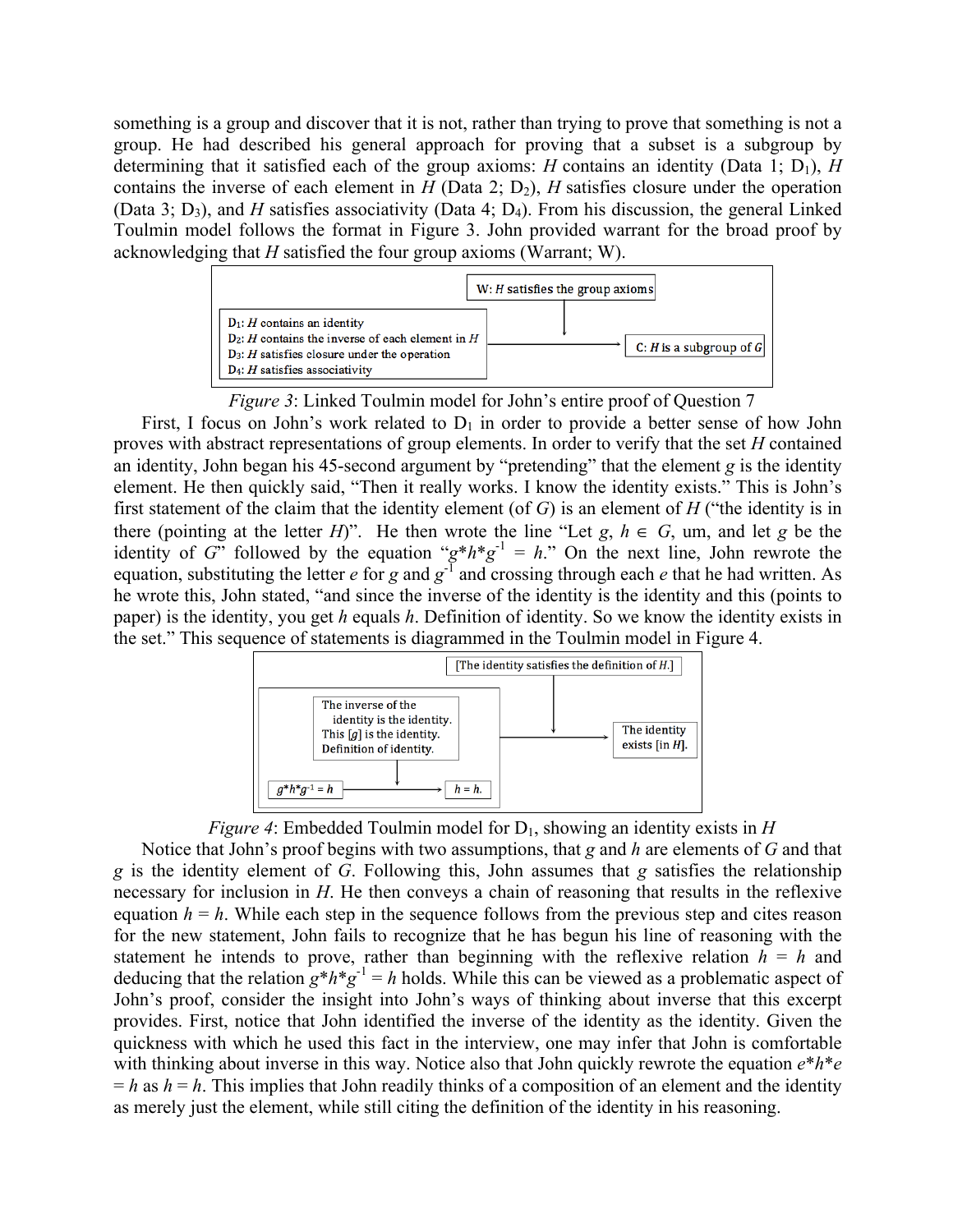something is a group and discover that it is not, rather than trying to prove that something is not a group. He had described his general approach for proving that a subset is a subgroup by determining that it satisfied each of the group axioms: $H$ contains an identity (Data 1; $D_1$), $H$ contains the inverse of each element in $H$ (Data 2; $D_2$), $H$ satisfies closure under the operation (Data 3; $D_3$), and $H$ satisfies associativity (Data 4; $D_4$). From his discussion, the general Linked Toulmin model follows the format in Figure 3. John provided warrant for the broad proof by acknowledging that $H$ satisfied the four group axioms (Warrant; W).

W: $H$ satisfies the group axioms

$D_1$: $H$ contains an identity
$D_2$: $H$ contains the inverse of each element in $H$
$D_3$: $H$ satisfies closure under the operation
$D_4$: $H$ satisfies associativity

C: $H$ is a subgroup of $G$

*Figure 3*: Linked Toulmin model for John's entire proof of Question 7

First, I focus on John's work related to $D_1$ in order to provide a better sense of how John proves with abstract representations of group elements. In order to verify that the set $H$ contained an identity, John began his 45-second argument by "pretending" that the element $g$ is the identity element. He then quickly said, "Then it really works. I know the identity exists." This is John's first statement of the claim that the identity element (of $G$) is an element of $H$ ("the identity is in there (pointing at the letter $H$)". He then wrote the line "Let $g, h \in G$, um, and let $g$ be the identity of $G$" followed by the equation "$g*h*g^{-1} = h$." On the next line, John rewrote the equation, substituting the letter $e$ for $g$ and $g^{-1}$ and crossing through each $e$ that he had written. As he wrote this, John stated, "and since the inverse of the identity is the identity and this (points to paper) is the identity, you get $h$ equals $h$. Definition of identity. So we know the identity exists in the set." This sequence of statements is diagrammed in the Toulmin model in Figure 4.

[The identity satisfies the definition of $H$.]

The inverse of the identity is the identity.
This [$g$] is the identity.
Definition of identity.

$g*h*g^{-1} = h$ → $h = h$.

The identity exists [in $H$].

*Figure 4*: Embedded Toulmin model for $D_1$, showing an identity exists in $H$

Notice that John's proof begins with two assumptions, that $g$ and $h$ are elements of $G$ and that $g$ is the identity element of $G$. Following this, John assumes that $g$ satisfies the relationship necessary for inclusion in $H$. He then conveys a chain of reasoning that results in the reflexive equation $h = h$. While each step in the sequence follows from the previous step and cites reason for the new statement, John fails to recognize that he has begun his line of reasoning with the statement he intends to prove, rather than beginning with the reflexive relation $h = h$ and deducing that the relation $g*h*g^{-1} = h$ holds. While this can be viewed as a problematic aspect of John's proof, consider the insight into John's ways of thinking about inverse that this excerpt provides. First, notice that John identified the inverse of the identity as the identity. Given the quickness with which he used this fact in the interview, one may infer that John is comfortable with thinking about inverse in this way. Notice also that John quickly rewrote the equation $e*h*e = h$ as $h = h$. This implies that John readily thinks of a composition of an element and the identity as merely just the element, while still citing the definition of the identity in his reasoning.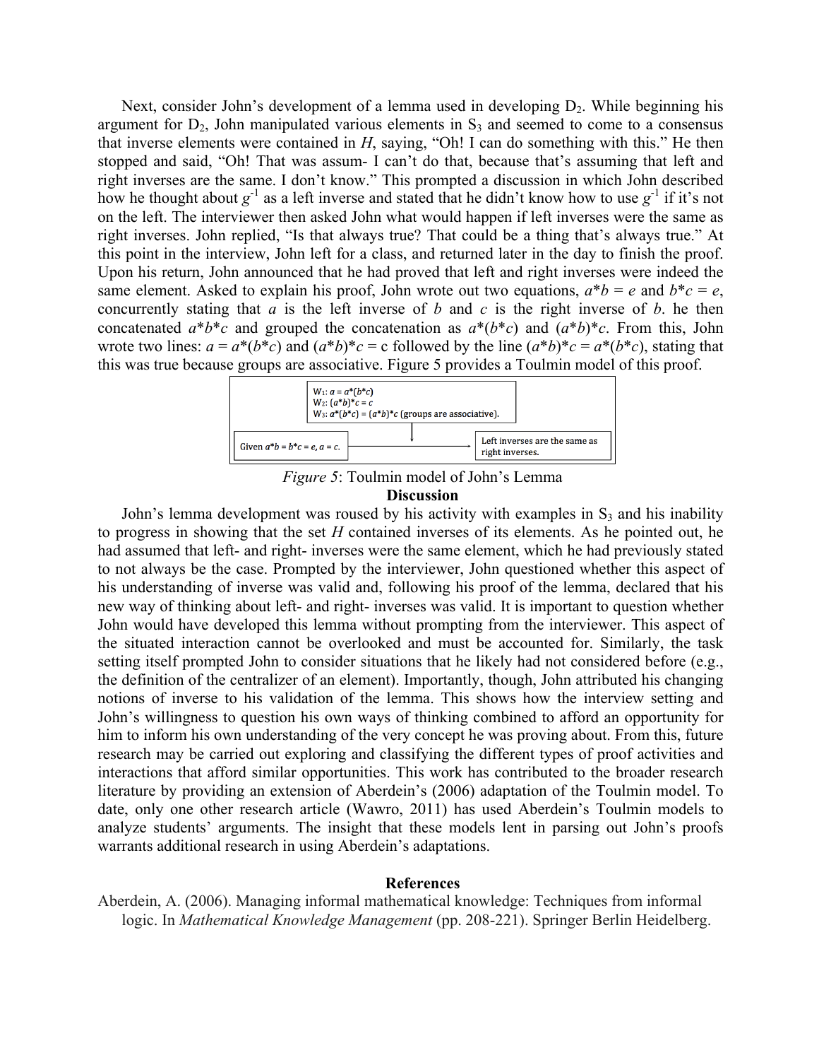Next, consider John's development of a lemma used in developing $D_2$. While beginning his argument for $D_2$, John manipulated various elements in $S_3$ and seemed to come to a consensus that inverse elements were contained in $H$, saying, "Oh! I can do something with this." He then stopped and said, "Oh! That was assum- I can't do that, because that's assuming that left and right inverses are the same. I don't know." This prompted a discussion in which John described how he thought about $g^{-1}$ as a left inverse and stated that he didn't know how to use $g^{-1}$ if it's not on the left. The interviewer then asked John what would happen if left inverses were the same as right inverses. John replied, "Is that always true? That could be a thing that's always true." At this point in the interview, John left for a class, and returned later in the day to finish the proof. Upon his return, John announced that he had proved that left and right inverses were indeed the same element. Asked to explain his proof, John wrote out two equations, $a*b = e$ and $b*c = e$, concurrently stating that $a$ is the left inverse of $b$ and $c$ is the right inverse of $b$. he then concatenated $a*b*c$ and grouped the concatenation as $a*(b*c)$ and $(a*b)*c$. From this, John wrote two lines: $a = a*(b*c)$ and $(a*b)*c = c$ followed by the line $(a*b)*c = a*(b*c)$, stating that this was true because groups are associative. Figure 5 provides a Toulmin model of this proof.

| Data | Warrants | Claim |
|---|---|---|
| Given $a*b = b*c = e$, $a = c$. | $W_1$: $a = a*(b*c)$<br>$W_2$: $(a*b)*c = c$<br>$W_3$: $a*(b*c) = (a*b)*c$ (groups are associative). | Left inverses are the same as right inverses. |

*Figure 5*: Toulmin model of John's Lemma

## Discussion

John's lemma development was roused by his activity with examples in $S_3$ and his inability to progress in showing that the set $H$ contained inverses of its elements. As he pointed out, he had assumed that left- and right- inverses were the same element, which he had previously stated to not always be the case. Prompted by the interviewer, John questioned whether this aspect of his understanding of inverse was valid and, following his proof of the lemma, declared that his new way of thinking about left- and right- inverses was valid. It is important to question whether John would have developed this lemma without prompting from the interviewer. This aspect of the situated interaction cannot be overlooked and must be accounted for. Similarly, the task setting itself prompted John to consider situations that he likely had not considered before (e.g., the definition of the centralizer of an element). Importantly, though, John attributed his changing notions of inverse to his validation of the lemma. This shows how the interview setting and John's willingness to question his own ways of thinking combined to afford an opportunity for him to inform his own understanding of the very concept he was proving about. From this, future research may be carried out exploring and classifying the different types of proof activities and interactions that afford similar opportunities. This work has contributed to the broader research literature by providing an extension of Aberdein's (2006) adaptation of the Toulmin model. To date, only one other research article (Wawro, 2011) has used Aberdein's Toulmin models to analyze students' arguments. The insight that these models lent in parsing out John's proofs warrants additional research in using Aberdein's adaptations.

## References

Aberdein, A. (2006). Managing informal mathematical knowledge: Techniques from informal logic. In *Mathematical Knowledge Management* (pp. 208-221). Springer Berlin Heidelberg.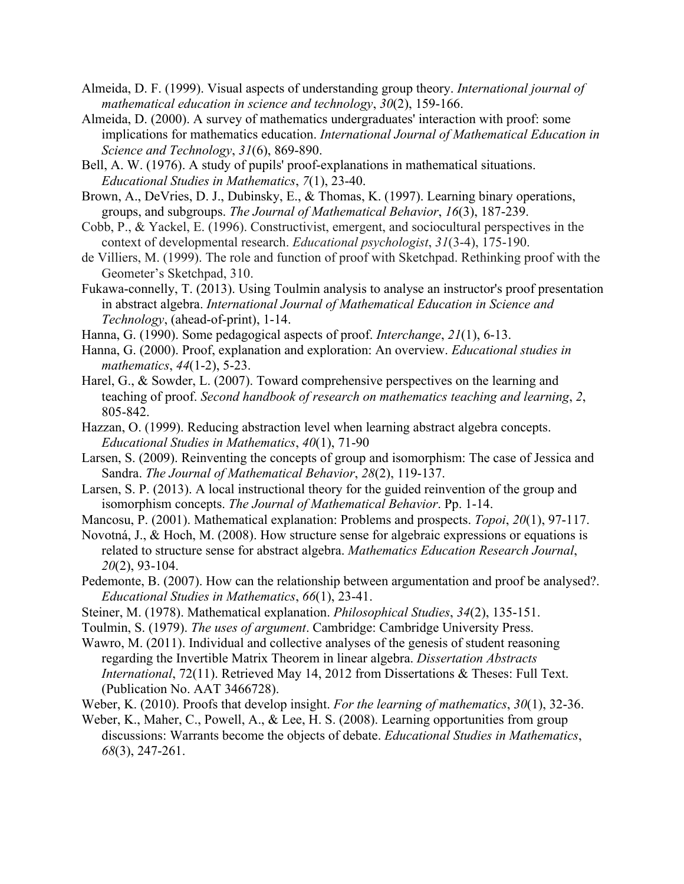Almeida, D. F. (1999). Visual aspects of understanding group theory. *International journal of mathematical education in science and technology*, *30*(2), 159-166.

Almeida, D. (2000). A survey of mathematics undergraduates' interaction with proof: some implications for mathematics education. *International Journal of Mathematical Education in Science and Technology*, *31*(6), 869-890.

Bell, A. W. (1976). A study of pupils' proof-explanations in mathematical situations. *Educational Studies in Mathematics*, *7*(1), 23-40.

Brown, A., DeVries, D. J., Dubinsky, E., & Thomas, K. (1997). Learning binary operations, groups, and subgroups. *The Journal of Mathematical Behavior*, *16*(3), 187-239.

Cobb, P., & Yackel, E. (1996). Constructivist, emergent, and sociocultural perspectives in the context of developmental research. *Educational psychologist*, *31*(3-4), 175-190.

de Villiers, M. (1999). The role and function of proof with Sketchpad. Rethinking proof with the Geometer's Sketchpad, 310.

Fukawa-connelly, T. (2013). Using Toulmin analysis to analyse an instructor's proof presentation in abstract algebra. *International Journal of Mathematical Education in Science and Technology*, (ahead-of-print), 1-14.

Hanna, G. (1990). Some pedagogical aspects of proof. *Interchange*, *21*(1), 6-13.

Hanna, G. (2000). Proof, explanation and exploration: An overview. *Educational studies in mathematics*, *44*(1-2), 5-23.

Harel, G., & Sowder, L. (2007). Toward comprehensive perspectives on the learning and teaching of proof. *Second handbook of research on mathematics teaching and learning*, *2*, 805-842.

Hazzan, O. (1999). Reducing abstraction level when learning abstract algebra concepts. *Educational Studies in Mathematics*, *40*(1), 71-90

Larsen, S. (2009). Reinventing the concepts of group and isomorphism: The case of Jessica and Sandra. *The Journal of Mathematical Behavior*, *28*(2), 119-137.

Larsen, S. P. (2013). A local instructional theory for the guided reinvention of the group and isomorphism concepts. *The Journal of Mathematical Behavior*. Pp. 1-14.

Mancosu, P. (2001). Mathematical explanation: Problems and prospects. *Topoi*, *20*(1), 97-117.

Novotná, J., & Hoch, M. (2008). How structure sense for algebraic expressions or equations is related to structure sense for abstract algebra. *Mathematics Education Research Journal*, *20*(2), 93-104.

Pedemonte, B. (2007). How can the relationship between argumentation and proof be analysed?. *Educational Studies in Mathematics*, *66*(1), 23-41.

Steiner, M. (1978). Mathematical explanation. *Philosophical Studies*, *34*(2), 135-151.

Toulmin, S. (1979). *The uses of argument*. Cambridge: Cambridge University Press.

Wawro, M. (2011). Individual and collective analyses of the genesis of student reasoning regarding the Invertible Matrix Theorem in linear algebra. *Dissertation Abstracts International*, 72(11). Retrieved May 14, 2012 from Dissertations & Theses: Full Text. (Publication No. AAT 3466728).

Weber, K. (2010). Proofs that develop insight. *For the learning of mathematics*, *30*(1), 32-36.

Weber, K., Maher, C., Powell, A., & Lee, H. S. (2008). Learning opportunities from group discussions: Warrants become the objects of debate. *Educational Studies in Mathematics*, *68*(3), 247-261.